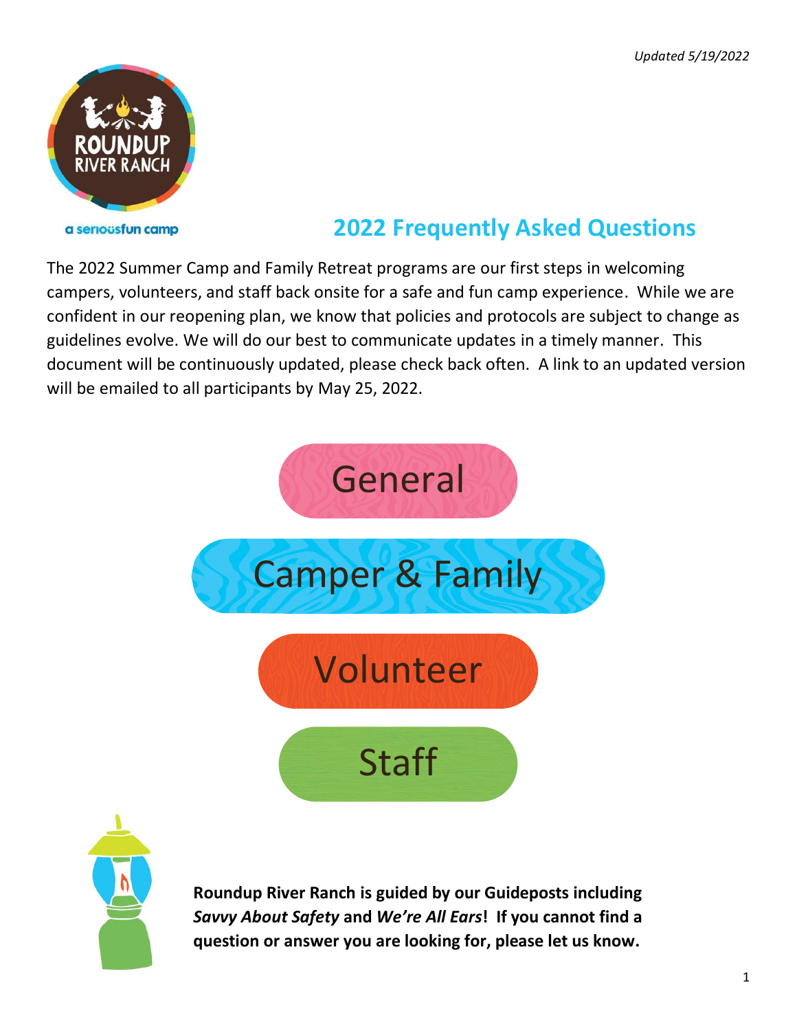*Updated 5/19/2022*

ROUNDUP RIVER RANCH

a seriousfun camp

# 2022 Frequently Asked Questions

The 2022 Summer Camp and Family Retreat programs are our first steps in welcoming campers, volunteers, and staff back onsite for a safe and fun camp experience. While we are confident in our reopening plan, we know that policies and protocols are subject to change as guidelines evolve. We will do our best to communicate updates in a timely manner. This document will be continuously updated, please check back often. A link to an updated version will be emailed to all participants by May 25, 2022.

General

Camper & Family

Volunteer

Staff

**Roundup River Ranch is guided by our Guideposts including *Savvy About Safety* and *We're All Ears*! If you cannot find a question or answer you are looking for, please let us know.**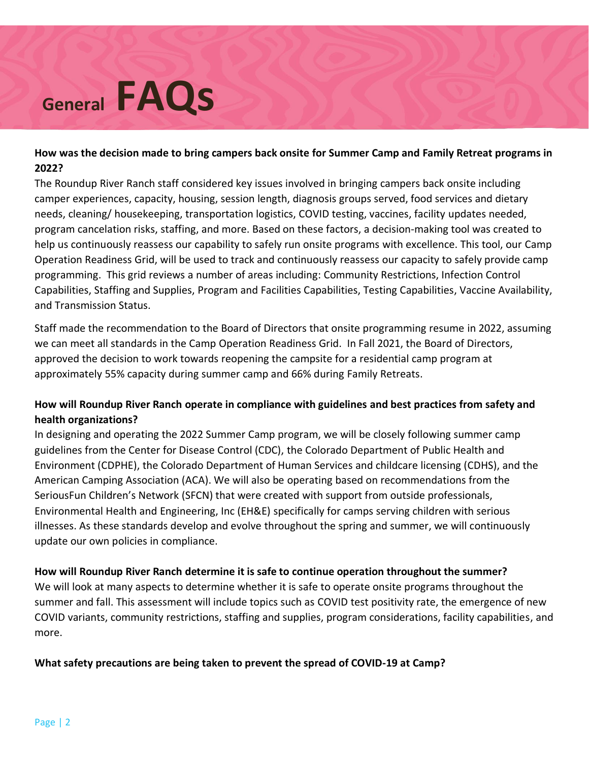# General FAQs

**How was the decision made to bring campers back onsite for Summer Camp and Family Retreat programs in 2022?**

The Roundup River Ranch staff considered key issues involved in bringing campers back onsite including camper experiences, capacity, housing, session length, diagnosis groups served, food services and dietary needs, cleaning/ housekeeping, transportation logistics, COVID testing, vaccines, facility updates needed, program cancelation risks, staffing, and more. Based on these factors, a decision-making tool was created to help us continuously reassess our capability to safely run onsite programs with excellence. This tool, our Camp Operation Readiness Grid, will be used to track and continuously reassess our capacity to safely provide camp programming. This grid reviews a number of areas including: Community Restrictions, Infection Control Capabilities, Staffing and Supplies, Program and Facilities Capabilities, Testing Capabilities, Vaccine Availability, and Transmission Status.

Staff made the recommendation to the Board of Directors that onsite programming resume in 2022, assuming we can meet all standards in the Camp Operation Readiness Grid. In Fall 2021, the Board of Directors, approved the decision to work towards reopening the campsite for a residential camp program at approximately 55% capacity during summer camp and 66% during Family Retreats.

**How will Roundup River Ranch operate in compliance with guidelines and best practices from safety and health organizations?**

In designing and operating the 2022 Summer Camp program, we will be closely following summer camp guidelines from the Center for Disease Control (CDC), the Colorado Department of Public Health and Environment (CDPHE), the Colorado Department of Human Services and childcare licensing (CDHS), and the American Camping Association (ACA). We will also be operating based on recommendations from the SeriousFun Children's Network (SFCN) that were created with support from outside professionals, Environmental Health and Engineering, Inc (EH&E) specifically for camps serving children with serious illnesses. As these standards develop and evolve throughout the spring and summer, we will continuously update our own policies in compliance.

**How will Roundup River Ranch determine it is safe to continue operation throughout the summer?**

We will look at many aspects to determine whether it is safe to operate onsite programs throughout the summer and fall. This assessment will include topics such as COVID test positivity rate, the emergence of new COVID variants, community restrictions, staffing and supplies, program considerations, facility capabilities, and more.

**What safety precautions are being taken to prevent the spread of COVID-19 at Camp?**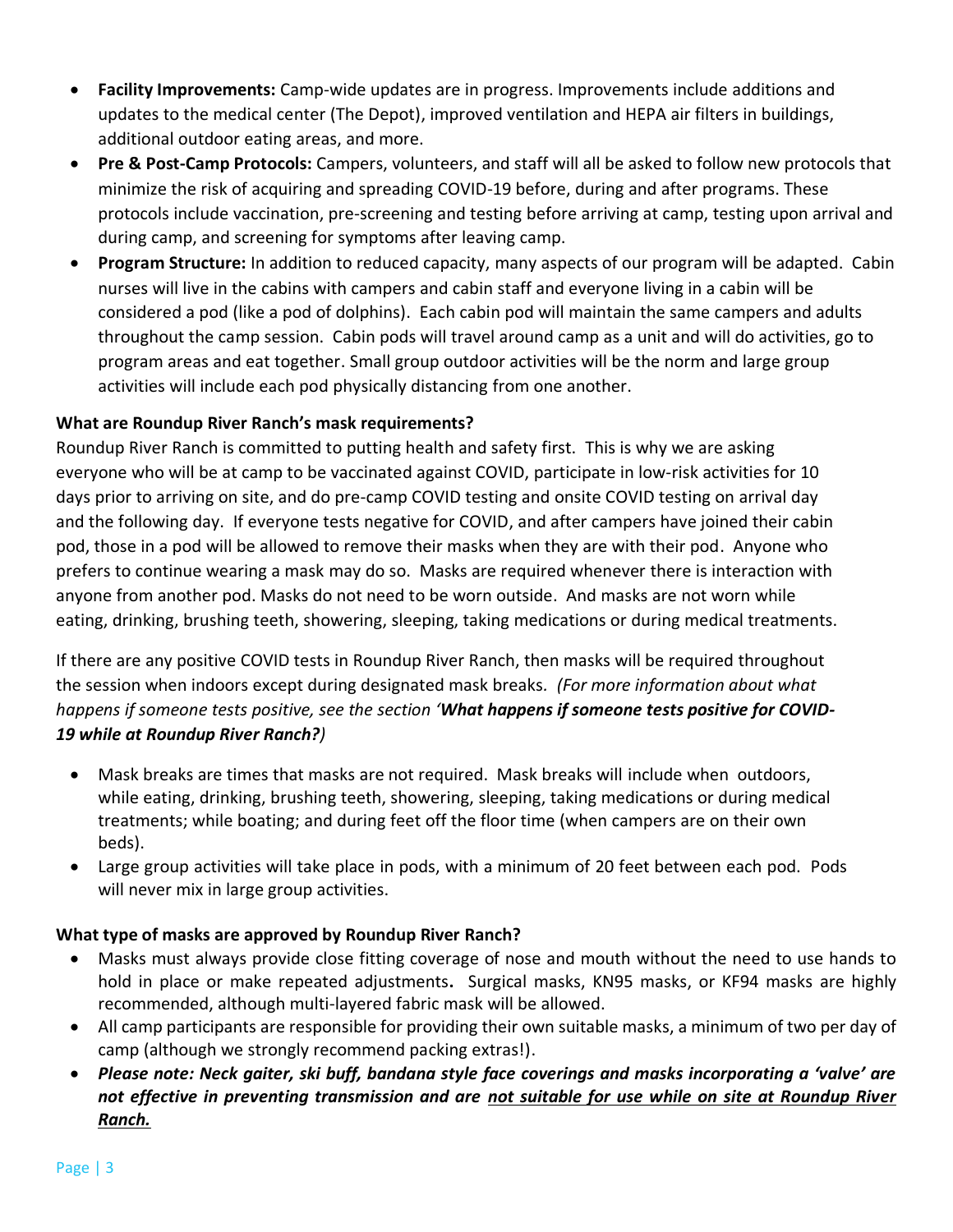- **Facility Improvements:** Camp-wide updates are in progress. Improvements include additions and updates to the medical center (The Depot), improved ventilation and HEPA air filters in buildings, additional outdoor eating areas, and more.
- **Pre & Post-Camp Protocols:** Campers, volunteers, and staff will all be asked to follow new protocols that minimize the risk of acquiring and spreading COVID-19 before, during and after programs. These protocols include vaccination, pre-screening and testing before arriving at camp, testing upon arrival and during camp, and screening for symptoms after leaving camp.
- **Program Structure:** In addition to reduced capacity, many aspects of our program will be adapted. Cabin nurses will live in the cabins with campers and cabin staff and everyone living in a cabin will be considered a pod (like a pod of dolphins). Each cabin pod will maintain the same campers and adults throughout the camp session. Cabin pods will travel around camp as a unit and will do activities, go to program areas and eat together. Small group outdoor activities will be the norm and large group activities will include each pod physically distancing from one another.

**What are Roundup River Ranch's mask requirements?**

Roundup River Ranch is committed to putting health and safety first. This is why we are asking everyone who will be at camp to be vaccinated against COVID, participate in low-risk activities for 10 days prior to arriving on site, and do pre-camp COVID testing and onsite COVID testing on arrival day and the following day. If everyone tests negative for COVID, and after campers have joined their cabin pod, those in a pod will be allowed to remove their masks when they are with their pod. Anyone who prefers to continue wearing a mask may do so. Masks are required whenever there is interaction with anyone from another pod. Masks do not need to be worn outside. And masks are not worn while eating, drinking, brushing teeth, showering, sleeping, taking medications or during medical treatments.

If there are any positive COVID tests in Roundup River Ranch, then masks will be required throughout the session when indoors except during designated mask breaks. *(For more information about what happens if someone tests positive, see the section '**What happens if someone tests positive for COVID-19 while at Roundup River Ranch?**)*

- Mask breaks are times that masks are not required. Mask breaks will include when outdoors, while eating, drinking, brushing teeth, showering, sleeping, taking medications or during medical treatments; while boating; and during feet off the floor time (when campers are on their own beds).
- Large group activities will take place in pods, with a minimum of 20 feet between each pod. Pods will never mix in large group activities.

**What type of masks are approved by Roundup River Ranch?**

- Masks must always provide close fitting coverage of nose and mouth without the need to use hands to hold in place or make repeated adjustments**.** Surgical masks, KN95 masks, or KF94 masks are highly recommended, although multi-layered fabric mask will be allowed.
- All camp participants are responsible for providing their own suitable masks, a minimum of two per day of camp (although we strongly recommend packing extras!).
- ***Please note: Neck gaiter, ski buff, bandana style face coverings and masks incorporating a 'valve' are not effective in preventing transmission and are <u>not suitable for use while on site at Roundup River Ranch.</u>***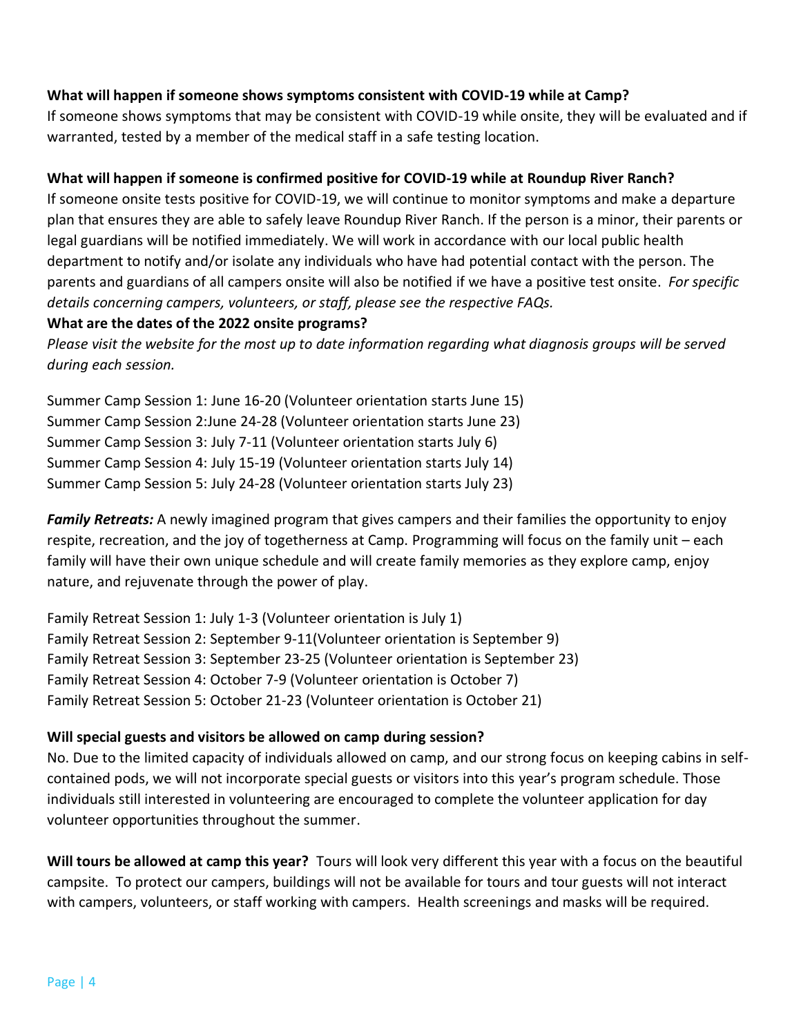**What will happen if someone shows symptoms consistent with COVID-19 while at Camp?**
If someone shows symptoms that may be consistent with COVID-19 while onsite, they will be evaluated and if warranted, tested by a member of the medical staff in a safe testing location.

**What will happen if someone is confirmed positive for COVID-19 while at Roundup River Ranch?**
If someone onsite tests positive for COVID-19, we will continue to monitor symptoms and make a departure plan that ensures they are able to safely leave Roundup River Ranch. If the person is a minor, their parents or legal guardians will be notified immediately. We will work in accordance with our local public health department to notify and/or isolate any individuals who have had potential contact with the person. The parents and guardians of all campers onsite will also be notified if we have a positive test onsite. *For specific details concerning campers, volunteers, or staff, please see the respective FAQs.*

**What are the dates of the 2022 onsite programs?**
*Please visit the website for the most up to date information regarding what diagnosis groups will be served during each session.*

Summer Camp Session 1: June 16-20 (Volunteer orientation starts June 15)
Summer Camp Session 2:June 24-28 (Volunteer orientation starts June 23)
Summer Camp Session 3: July 7-11 (Volunteer orientation starts July 6)
Summer Camp Session 4: July 15-19 (Volunteer orientation starts July 14)
Summer Camp Session 5: July 24-28 (Volunteer orientation starts July 23)

***Family Retreats:*** A newly imagined program that gives campers and their families the opportunity to enjoy respite, recreation, and the joy of togetherness at Camp. Programming will focus on the family unit – each family will have their own unique schedule and will create family memories as they explore camp, enjoy nature, and rejuvenate through the power of play.

Family Retreat Session 1: July 1-3 (Volunteer orientation is July 1)
Family Retreat Session 2: September 9-11(Volunteer orientation is September 9)
Family Retreat Session 3: September 23-25 (Volunteer orientation is September 23)
Family Retreat Session 4: October 7-9 (Volunteer orientation is October 7)
Family Retreat Session 5: October 21-23 (Volunteer orientation is October 21)

**Will special guests and visitors be allowed on camp during session?**
No. Due to the limited capacity of individuals allowed on camp, and our strong focus on keeping cabins in self-contained pods, we will not incorporate special guests or visitors into this year's program schedule. Those individuals still interested in volunteering are encouraged to complete the volunteer application for day volunteer opportunities throughout the summer.

**Will tours be allowed at camp this year?** Tours will look very different this year with a focus on the beautiful campsite. To protect our campers, buildings will not be available for tours and tour guests will not interact with campers, volunteers, or staff working with campers. Health screenings and masks will be required.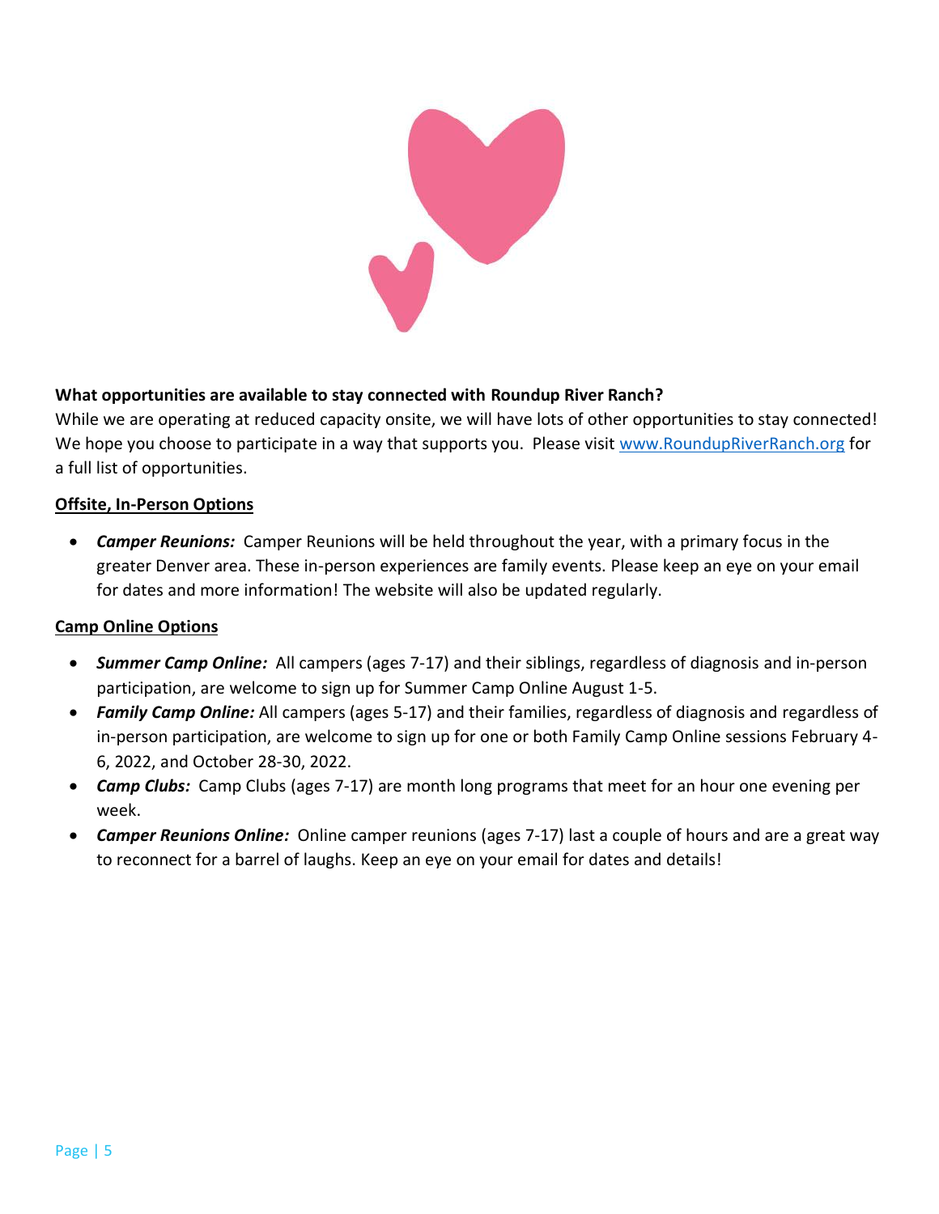**What opportunities are available to stay connected with Roundup River Ranch?**

While we are operating at reduced capacity onsite, we will have lots of other opportunities to stay connected! We hope you choose to participate in a way that supports you. Please visit [www.RoundupRiverRanch.org](http://www.RoundupRiverRanch.org) for a full list of opportunities.

**Offsite, In-Person Options**

- ***Camper Reunions:*** Camper Reunions will be held throughout the year, with a primary focus in the greater Denver area. These in-person experiences are family events. Please keep an eye on your email for dates and more information! The website will also be updated regularly.

**Camp Online Options**

- ***Summer Camp Online:*** All campers (ages 7-17) and their siblings, regardless of diagnosis and in-person participation, are welcome to sign up for Summer Camp Online August 1-5.
- ***Family Camp Online:*** All campers (ages 5-17) and their families, regardless of diagnosis and regardless of in-person participation, are welcome to sign up for one or both Family Camp Online sessions February 4-6, 2022, and October 28-30, 2022.
- ***Camp Clubs:*** Camp Clubs (ages 7-17) are month long programs that meet for an hour one evening per week.
- ***Camper Reunions Online:*** Online camper reunions (ages 7-17) last a couple of hours and are a great way to reconnect for a barrel of laughs. Keep an eye on your email for dates and details!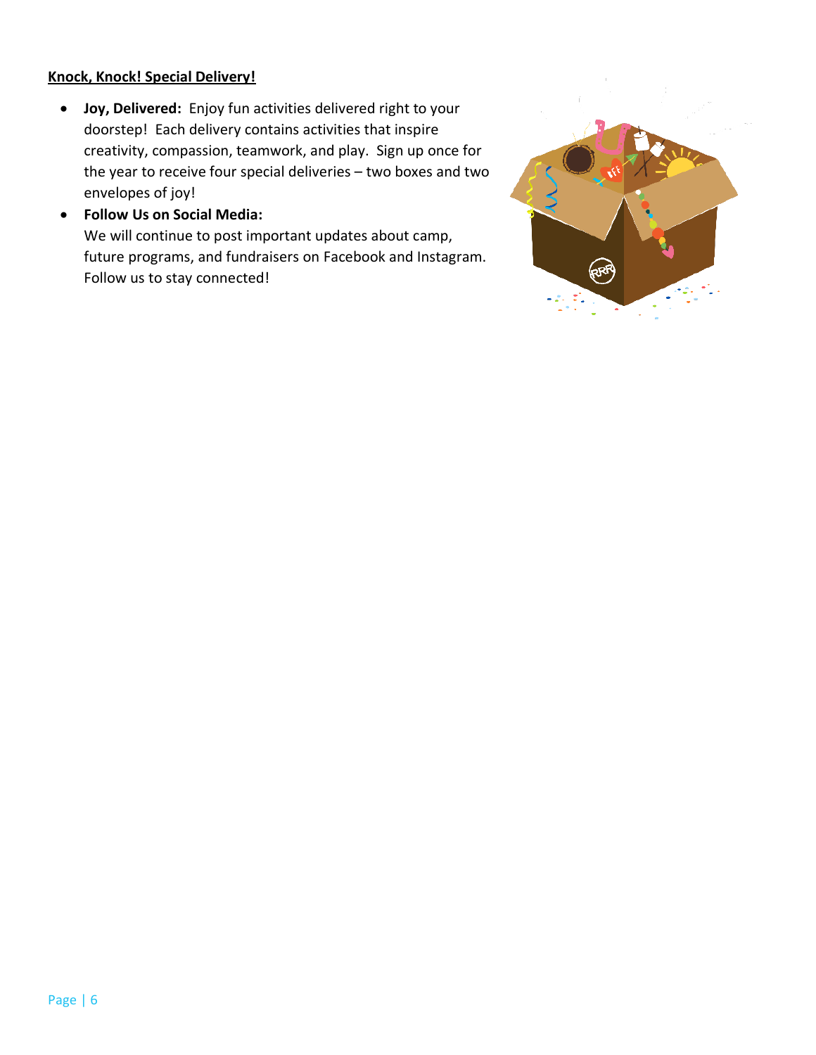**Knock, Knock! Special Delivery!**

- **Joy, Delivered:** Enjoy fun activities delivered right to your doorstep! Each delivery contains activities that inspire creativity, compassion, teamwork, and play. Sign up once for the year to receive four special deliveries – two boxes and two envelopes of joy!
- **Follow Us on Social Media:** We will continue to post important updates about camp, future programs, and fundraisers on Facebook and Instagram. Follow us to stay connected!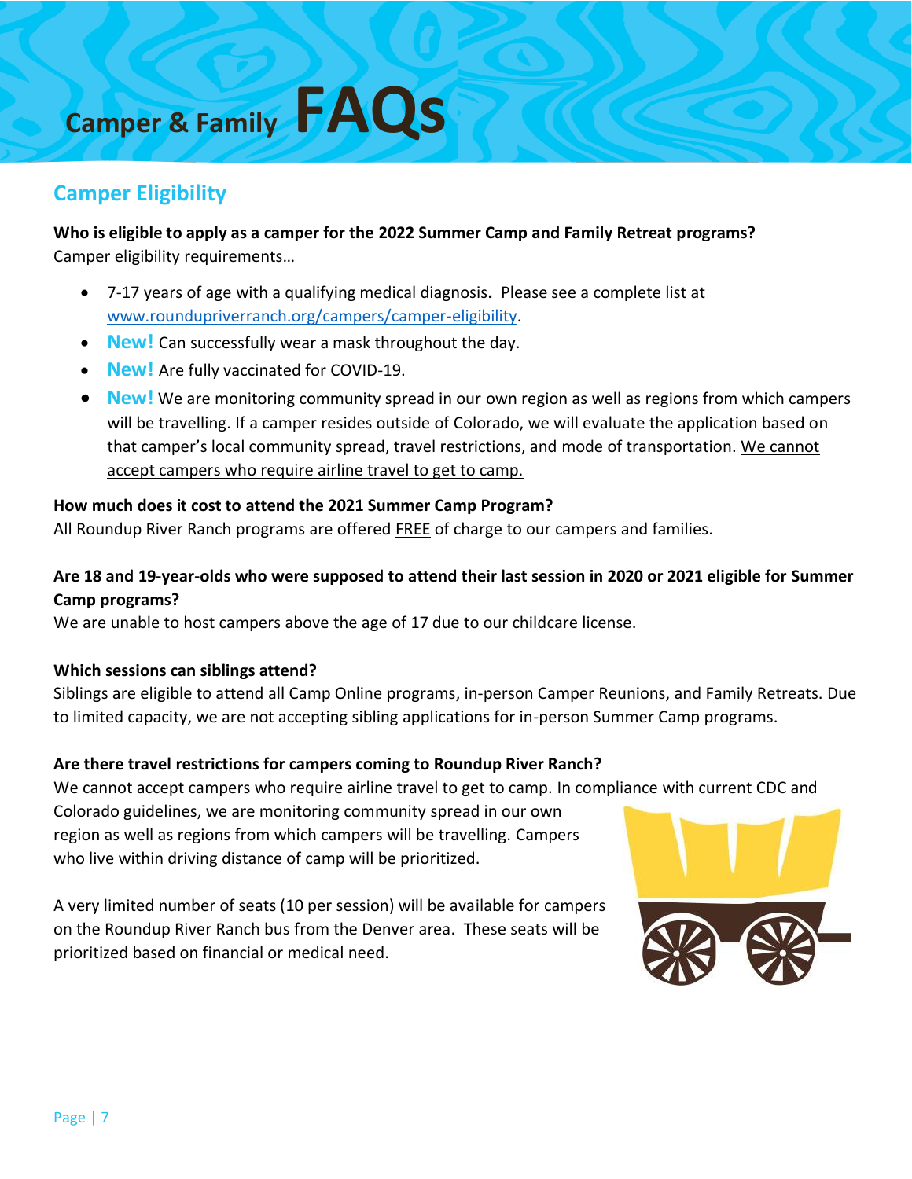# Camper & Family FAQs

## Camper Eligibility

**Who is eligible to apply as a camper for the 2022 Summer Camp and Family Retreat programs?**
Camper eligibility requirements…

- 7-17 years of age with a qualifying medical diagnosis. Please see a complete list at www.roundupriverranch.org/campers/camper-eligibility.
- **New!** Can successfully wear a mask throughout the day.
- **New!** Are fully vaccinated for COVID-19.
- **New!** We are monitoring community spread in our own region as well as regions from which campers will be travelling. If a camper resides outside of Colorado, we will evaluate the application based on that camper's local community spread, travel restrictions, and mode of transportation. We cannot accept campers who require airline travel to get to camp.

**How much does it cost to attend the 2021 Summer Camp Program?**
All Roundup River Ranch programs are offered FREE of charge to our campers and families.

**Are 18 and 19-year-olds who were supposed to attend their last session in 2020 or 2021 eligible for Summer Camp programs?**
We are unable to host campers above the age of 17 due to our childcare license.

**Which sessions can siblings attend?**
Siblings are eligible to attend all Camp Online programs, in-person Camper Reunions, and Family Retreats. Due to limited capacity, we are not accepting sibling applications for in-person Summer Camp programs.

**Are there travel restrictions for campers coming to Roundup River Ranch?**
We cannot accept campers who require airline travel to get to camp. In compliance with current CDC and Colorado guidelines, we are monitoring community spread in our own region as well as regions from which campers will be travelling. Campers who live within driving distance of camp will be prioritized.

A very limited number of seats (10 per session) will be available for campers on the Roundup River Ranch bus from the Denver area. These seats will be prioritized based on financial or medical need.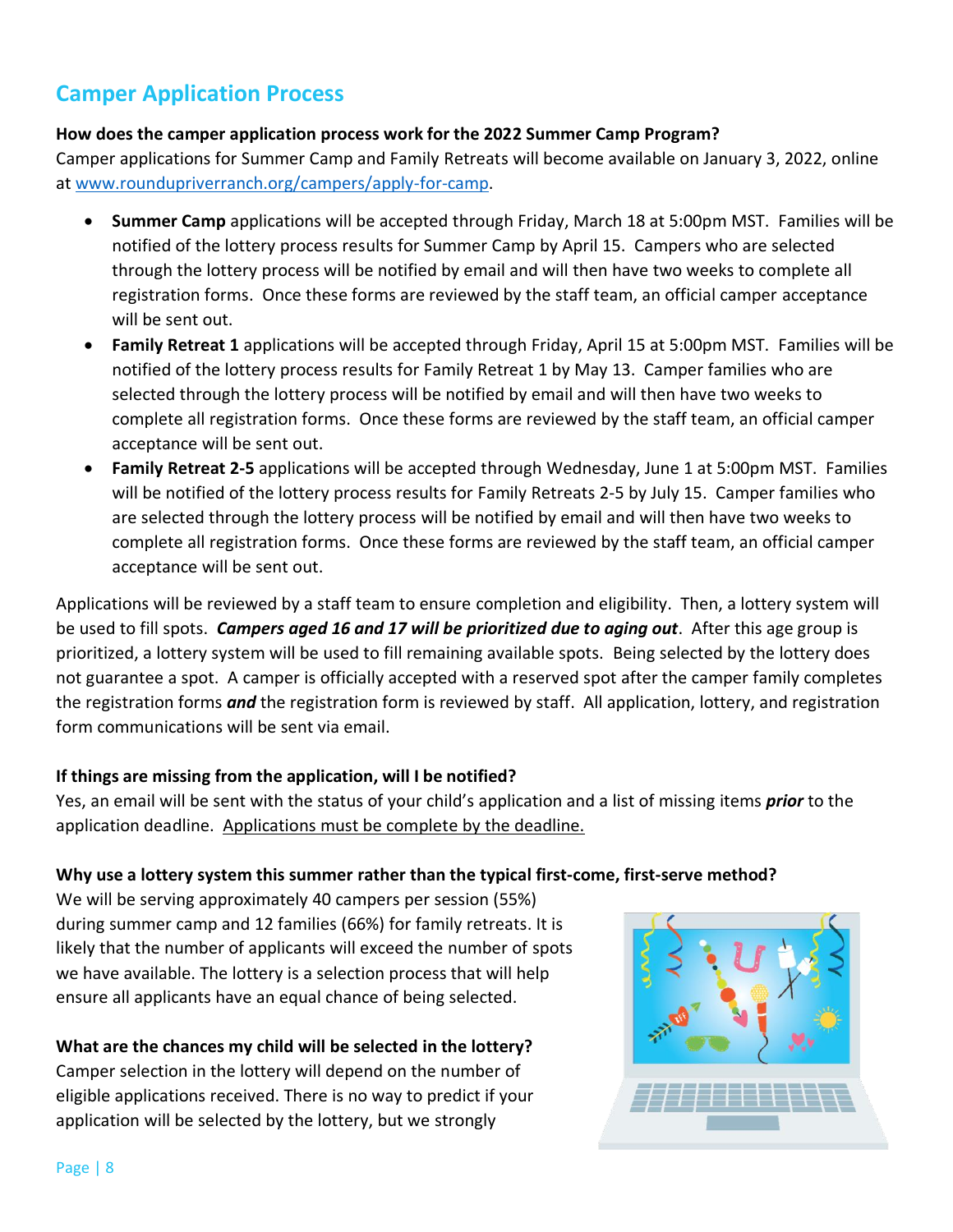## Camper Application Process

**How does the camper application process work for the 2022 Summer Camp Program?**

Camper applications for Summer Camp and Family Retreats will become available on January 3, 2022, online at [www.roundupriverranch.org/campers/apply-for-camp](www.roundupriverranch.org/campers/apply-for-camp).

- **Summer Camp** applications will be accepted through Friday, March 18 at 5:00pm MST. Families will be notified of the lottery process results for Summer Camp by April 15. Campers who are selected through the lottery process will be notified by email and will then have two weeks to complete all registration forms. Once these forms are reviewed by the staff team, an official camper acceptance will be sent out.
- **Family Retreat 1** applications will be accepted through Friday, April 15 at 5:00pm MST. Families will be notified of the lottery process results for Family Retreat 1 by May 13. Camper families who are selected through the lottery process will be notified by email and will then have two weeks to complete all registration forms. Once these forms are reviewed by the staff team, an official camper acceptance will be sent out.
- **Family Retreat 2-5** applications will be accepted through Wednesday, June 1 at 5:00pm MST. Families will be notified of the lottery process results for Family Retreats 2-5 by July 15. Camper families who are selected through the lottery process will be notified by email and will then have two weeks to complete all registration forms. Once these forms are reviewed by the staff team, an official camper acceptance will be sent out.

Applications will be reviewed by a staff team to ensure completion and eligibility. Then, a lottery system will be used to fill spots. ***Campers aged 16 and 17 will be prioritized due to aging out***. After this age group is prioritized, a lottery system will be used to fill remaining available spots. Being selected by the lottery does not guarantee a spot. A camper is officially accepted with a reserved spot after the camper family completes the registration forms ***and*** the registration form is reviewed by staff. All application, lottery, and registration form communications will be sent via email.

**If things are missing from the application, will I be notified?**

Yes, an email will be sent with the status of your child's application and a list of missing items ***prior*** to the application deadline. <u>Applications must be complete by the deadline.</u>

**Why use a lottery system this summer rather than the typical first-come, first-serve method?**

We will be serving approximately 40 campers per session (55%) during summer camp and 12 families (66%) for family retreats. It is likely that the number of applicants will exceed the number of spots we have available. The lottery is a selection process that will help ensure all applicants have an equal chance of being selected.

**What are the chances my child will be selected in the lottery?**

Camper selection in the lottery will depend on the number of eligible applications received. There is no way to predict if your application will be selected by the lottery, but we strongly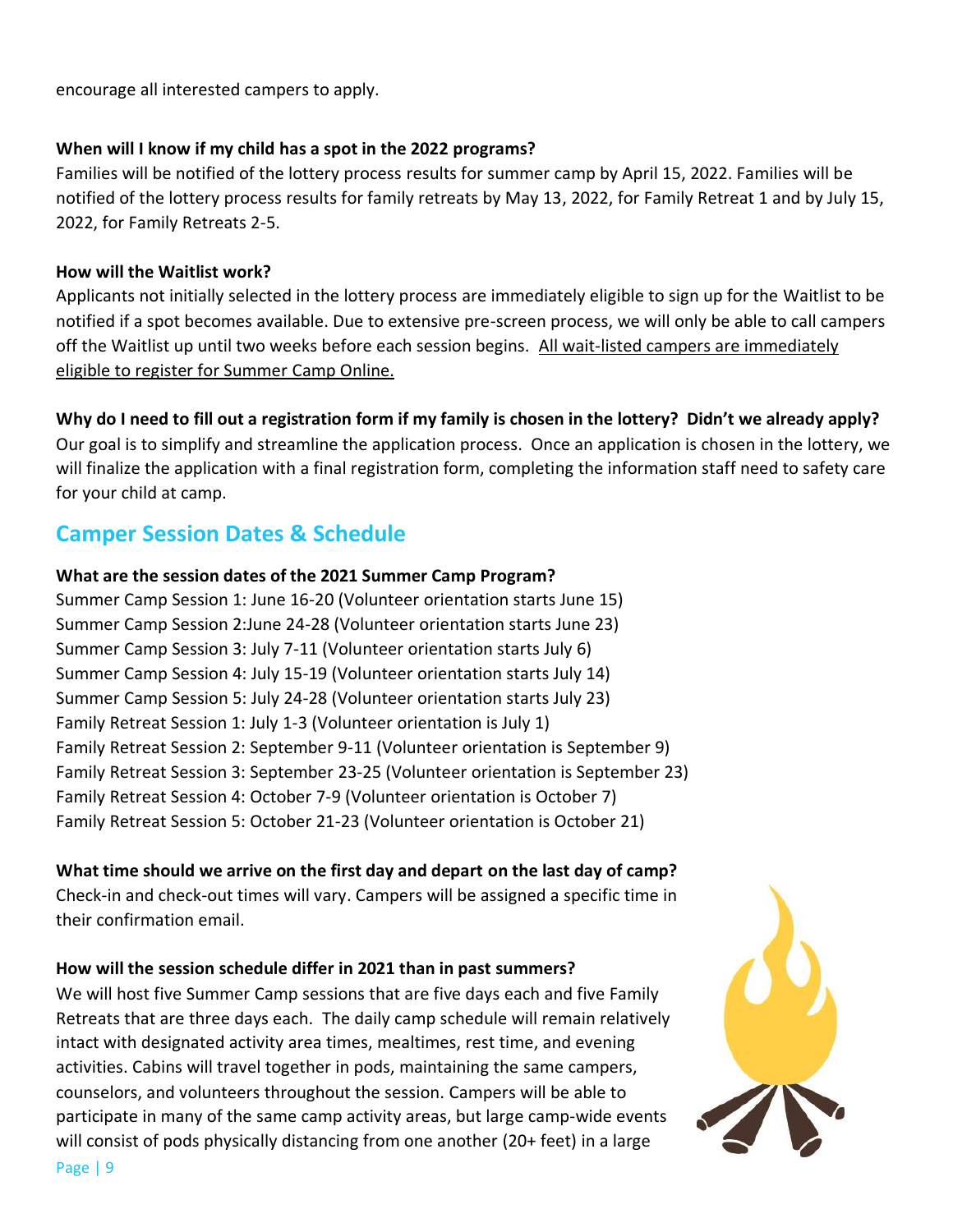encourage all interested campers to apply.

**When will I know if my child has a spot in the 2022 programs?**

Families will be notified of the lottery process results for summer camp by April 15, 2022. Families will be notified of the lottery process results for family retreats by May 13, 2022, for Family Retreat 1 and by July 15, 2022, for Family Retreats 2-5.

**How will the Waitlist work?**

Applicants not initially selected in the lottery process are immediately eligible to sign up for the Waitlist to be notified if a spot becomes available. Due to extensive pre-screen process, we will only be able to call campers off the Waitlist up until two weeks before each session begins. <u>All wait-listed campers are immediately eligible to register for Summer Camp Online.</u>

**Why do I need to fill out a registration form if my family is chosen in the lottery? Didn't we already apply?**

Our goal is to simplify and streamline the application process. Once an application is chosen in the lottery, we will finalize the application with a final registration form, completing the information staff need to safety care for your child at camp.

## Camper Session Dates & Schedule

**What are the session dates of the 2021 Summer Camp Program?**

Summer Camp Session 1: June 16-20 (Volunteer orientation starts June 15)
Summer Camp Session 2:June 24-28 (Volunteer orientation starts June 23)
Summer Camp Session 3: July 7-11 (Volunteer orientation starts July 6)
Summer Camp Session 4: July 15-19 (Volunteer orientation starts July 14)
Summer Camp Session 5: July 24-28 (Volunteer orientation starts July 23)
Family Retreat Session 1: July 1-3 (Volunteer orientation is July 1)
Family Retreat Session 2: September 9-11 (Volunteer orientation is September 9)
Family Retreat Session 3: September 23-25 (Volunteer orientation is September 23)
Family Retreat Session 4: October 7-9 (Volunteer orientation is October 7)
Family Retreat Session 5: October 21-23 (Volunteer orientation is October 21)

**What time should we arrive on the first day and depart on the last day of camp?**

Check-in and check-out times will vary. Campers will be assigned a specific time in their confirmation email.

**How will the session schedule differ in 2021 than in past summers?**

We will host five Summer Camp sessions that are five days each and five Family Retreats that are three days each. The daily camp schedule will remain relatively intact with designated activity area times, mealtimes, rest time, and evening activities. Cabins will travel together in pods, maintaining the same campers, counselors, and volunteers throughout the session. Campers will be able to participate in many of the same camp activity areas, but large camp-wide events will consist of pods physically distancing from one another (20+ feet) in a large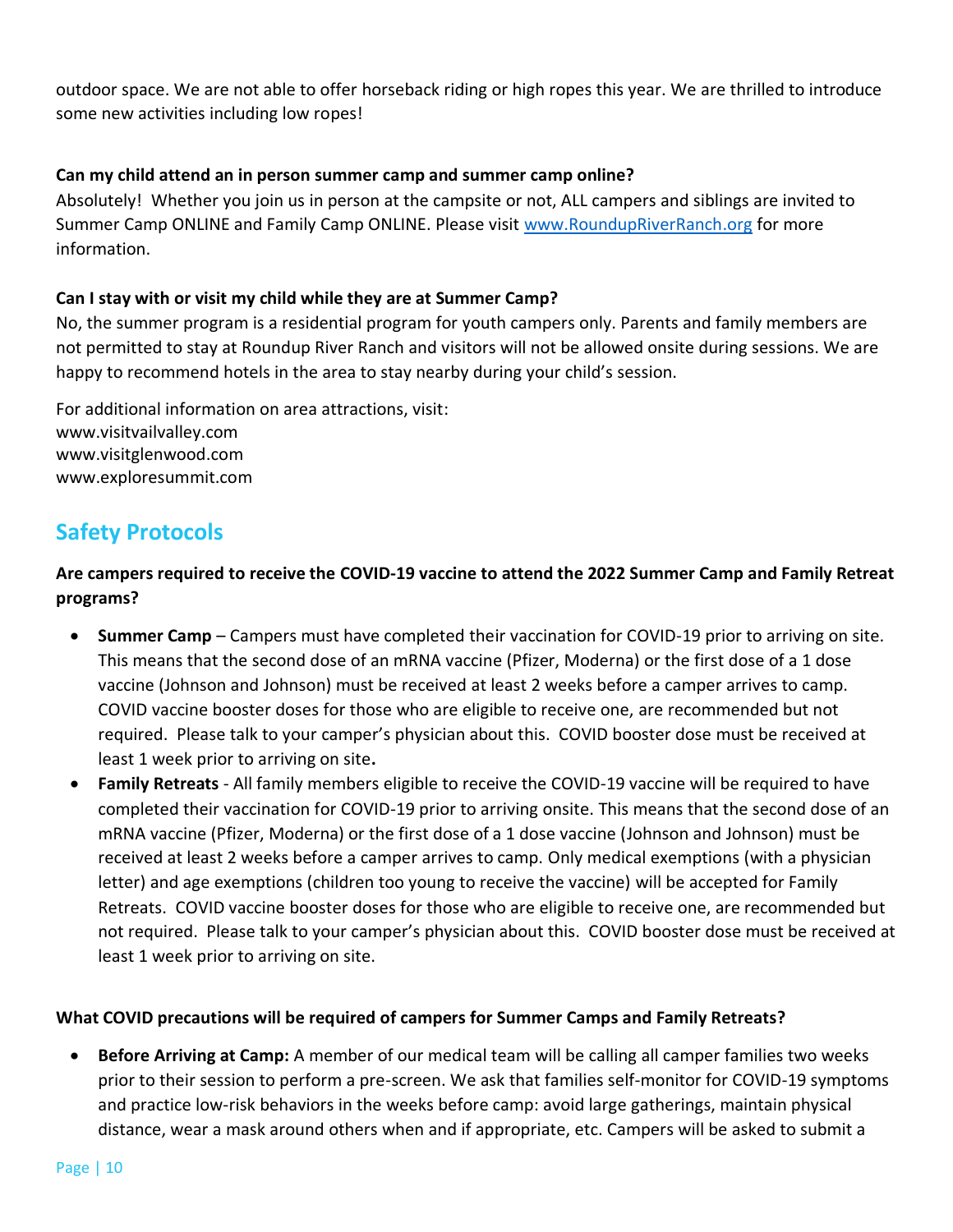outdoor space. We are not able to offer horseback riding or high ropes this year. We are thrilled to introduce some new activities including low ropes!

**Can my child attend an in person summer camp and summer camp online?**

Absolutely! Whether you join us in person at the campsite or not, ALL campers and siblings are invited to Summer Camp ONLINE and Family Camp ONLINE. Please visit [www.RoundupRiverRanch.org](www.RoundupRiverRanch.org) for more information.

**Can I stay with or visit my child while they are at Summer Camp?**

No, the summer program is a residential program for youth campers only. Parents and family members are not permitted to stay at Roundup River Ranch and visitors will not be allowed onsite during sessions. We are happy to recommend hotels in the area to stay nearby during your child's session.

For additional information on area attractions, visit:
www.visitvailvalley.com
www.visitglenwood.com
www.exploresummit.com

## Safety Protocols

**Are campers required to receive the COVID-19 vaccine to attend the 2022 Summer Camp and Family Retreat programs?**

- **Summer Camp** – Campers must have completed their vaccination for COVID-19 prior to arriving on site. This means that the second dose of an mRNA vaccine (Pfizer, Moderna) or the first dose of a 1 dose vaccine (Johnson and Johnson) must be received at least 2 weeks before a camper arrives to camp. COVID vaccine booster doses for those who are eligible to receive one, are recommended but not required. Please talk to your camper's physician about this. COVID booster dose must be received at least 1 week prior to arriving on site**.**
- **Family Retreats** - All family members eligible to receive the COVID-19 vaccine will be required to have completed their vaccination for COVID-19 prior to arriving onsite. This means that the second dose of an mRNA vaccine (Pfizer, Moderna) or the first dose of a 1 dose vaccine (Johnson and Johnson) must be received at least 2 weeks before a camper arrives to camp. Only medical exemptions (with a physician letter) and age exemptions (children too young to receive the vaccine) will be accepted for Family Retreats. COVID vaccine booster doses for those who are eligible to receive one, are recommended but not required. Please talk to your camper's physician about this. COVID booster dose must be received at least 1 week prior to arriving on site.

**What COVID precautions will be required of campers for Summer Camps and Family Retreats?**

- **Before Arriving at Camp:** A member of our medical team will be calling all camper families two weeks prior to their session to perform a pre-screen. We ask that families self-monitor for COVID-19 symptoms and practice low-risk behaviors in the weeks before camp: avoid large gatherings, maintain physical distance, wear a mask around others when and if appropriate, etc. Campers will be asked to submit a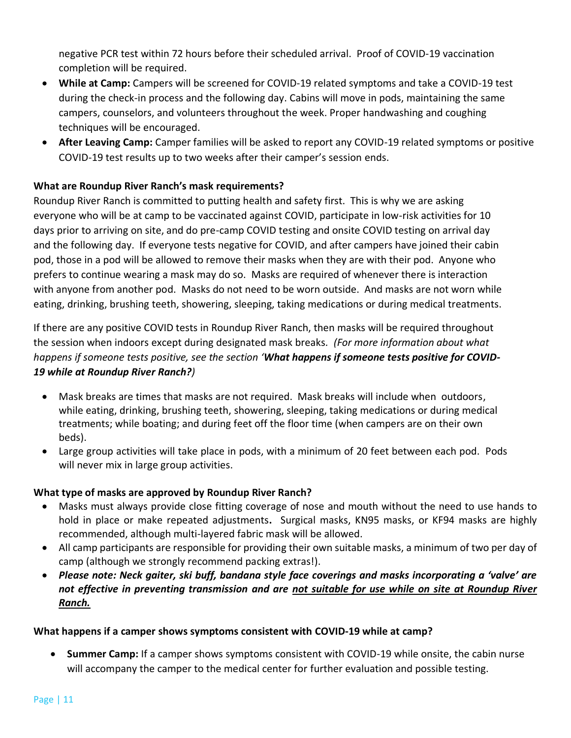negative PCR test within 72 hours before their scheduled arrival.  Proof of COVID-19 vaccination completion will be required.

- **While at Camp:** Campers will be screened for COVID-19 related symptoms and take a COVID-19 test during the check-in process and the following day. Cabins will move in pods, maintaining the same campers, counselors, and volunteers throughout the week. Proper handwashing and coughing techniques will be encouraged.
- **After Leaving Camp:** Camper families will be asked to report any COVID-19 related symptoms or positive COVID-19 test results up to two weeks after their camper's session ends.

**What are Roundup River Ranch's mask requirements?**

Roundup River Ranch is committed to putting health and safety first.  This is why we are asking everyone who will be at camp to be vaccinated against COVID, participate in low-risk activities for 10 days prior to arriving on site, and do pre-camp COVID testing and onsite COVID testing on arrival day and the following day.  If everyone tests negative for COVID, and after campers have joined their cabin pod, those in a pod will be allowed to remove their masks when they are with their pod.  Anyone who prefers to continue wearing a mask may do so.  Masks are required of whenever there is interaction with anyone from another pod.  Masks do not need to be worn outside.  And masks are not worn while eating, drinking, brushing teeth, showering, sleeping, taking medications or during medical treatments.

If there are any positive COVID tests in Roundup River Ranch, then masks will be required throughout the session when indoors except during designated mask breaks. *(For more information about what happens if someone tests positive, see the section '**What happens if someone tests positive for COVID-19 while at Roundup River Ranch?**)*

- Mask breaks are times that masks are not required.  Mask breaks will include when outdoors, while eating, drinking, brushing teeth, showering, sleeping, taking medications or during medical treatments; while boating; and during feet off the floor time (when campers are on their own beds).
- Large group activities will take place in pods, with a minimum of 20 feet between each pod.  Pods will never mix in large group activities.

**What type of masks are approved by Roundup River Ranch?**

- Masks must always provide close fitting coverage of nose and mouth without the need to use hands to hold in place or make repeated adjustments**.** Surgical masks, KN95 masks, or KF94 masks are highly recommended, although multi-layered fabric mask will be allowed.
- All camp participants are responsible for providing their own suitable masks, a minimum of two per day of camp (although we strongly recommend packing extras!).
- ***Please note: Neck gaiter, ski buff, bandana style face coverings and masks incorporating a 'valve' are not effective in preventing transmission and are <u>not suitable for use while on site at Roundup River Ranch.</u>***

**What happens if a camper shows symptoms consistent with COVID-19 while at camp?**

- **Summer Camp:** If a camper shows symptoms consistent with COVID-19 while onsite, the cabin nurse will accompany the camper to the medical center for further evaluation and possible testing.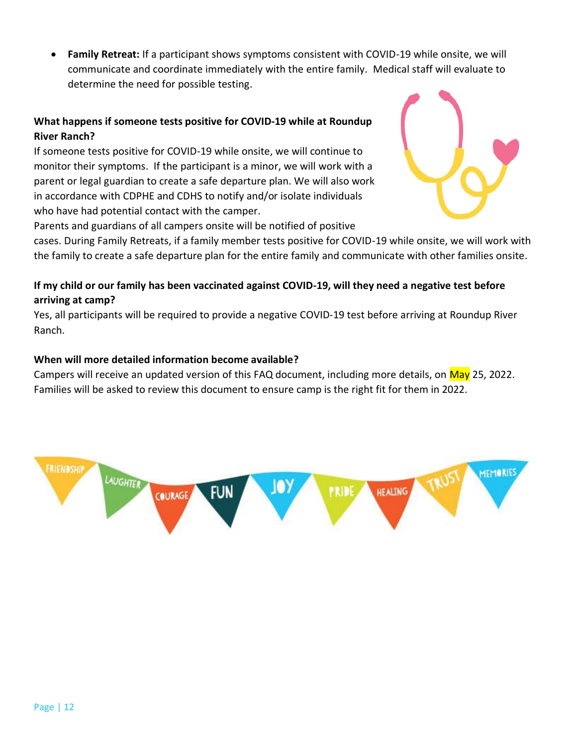- **Family Retreat:** If a participant shows symptoms consistent with COVID-19 while onsite, we will communicate and coordinate immediately with the entire family. Medical staff will evaluate to determine the need for possible testing.

**What happens if someone tests positive for COVID-19 while at Roundup River Ranch?**

If someone tests positive for COVID-19 while onsite, we will continue to monitor their symptoms. If the participant is a minor, we will work with a parent or legal guardian to create a safe departure plan. We will also work in accordance with CDPHE and CDHS to notify and/or isolate individuals who have had potential contact with the camper.

Parents and guardians of all campers onsite will be notified of positive cases. During Family Retreats, if a family member tests positive for COVID-19 while onsite, we will work with the family to create a safe departure plan for the entire family and communicate with other families onsite.

**If my child or our family has been vaccinated against COVID-19, will they need a negative test before arriving at camp?**

Yes, all participants will be required to provide a negative COVID-19 test before arriving at Roundup River Ranch.

**When will more detailed information become available?**

Campers will receive an updated version of this FAQ document, including more details, on May 25, 2022. Families will be asked to review this document to ensure camp is the right fit for them in 2022.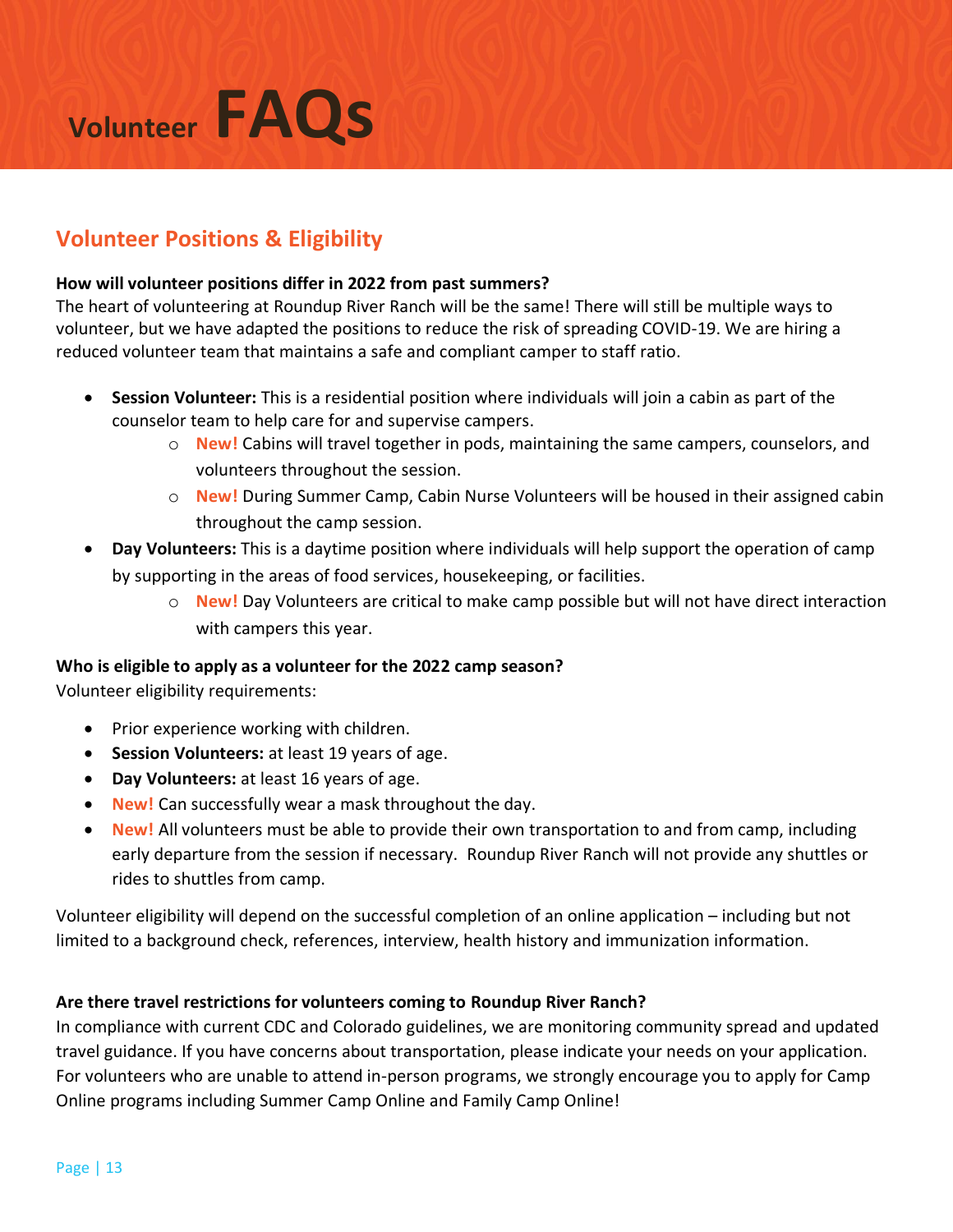# Volunteer FAQs

## Volunteer Positions & Eligibility

**How will volunteer positions differ in 2022 from past summers?**

The heart of volunteering at Roundup River Ranch will be the same! There will still be multiple ways to volunteer, but we have adapted the positions to reduce the risk of spreading COVID-19. We are hiring a reduced volunteer team that maintains a safe and compliant camper to staff ratio.

- **Session Volunteer:** This is a residential position where individuals will join a cabin as part of the counselor team to help care for and supervise campers.
  - **New!** Cabins will travel together in pods, maintaining the same campers, counselors, and volunteers throughout the session.
  - **New!** During Summer Camp, Cabin Nurse Volunteers will be housed in their assigned cabin throughout the camp session.
- **Day Volunteers:** This is a daytime position where individuals will help support the operation of camp by supporting in the areas of food services, housekeeping, or facilities.
  - **New!** Day Volunteers are critical to make camp possible but will not have direct interaction with campers this year.

**Who is eligible to apply as a volunteer for the 2022 camp season?**

Volunteer eligibility requirements:

- Prior experience working with children.
- **Session Volunteers:** at least 19 years of age.
- **Day Volunteers:** at least 16 years of age.
- **New!** Can successfully wear a mask throughout the day.
- **New!** All volunteers must be able to provide their own transportation to and from camp, including early departure from the session if necessary. Roundup River Ranch will not provide any shuttles or rides to shuttles from camp.

Volunteer eligibility will depend on the successful completion of an online application – including but not limited to a background check, references, interview, health history and immunization information.

**Are there travel restrictions for volunteers coming to Roundup River Ranch?**

In compliance with current CDC and Colorado guidelines, we are monitoring community spread and updated travel guidance. If you have concerns about transportation, please indicate your needs on your application. For volunteers who are unable to attend in-person programs, we strongly encourage you to apply for Camp Online programs including Summer Camp Online and Family Camp Online!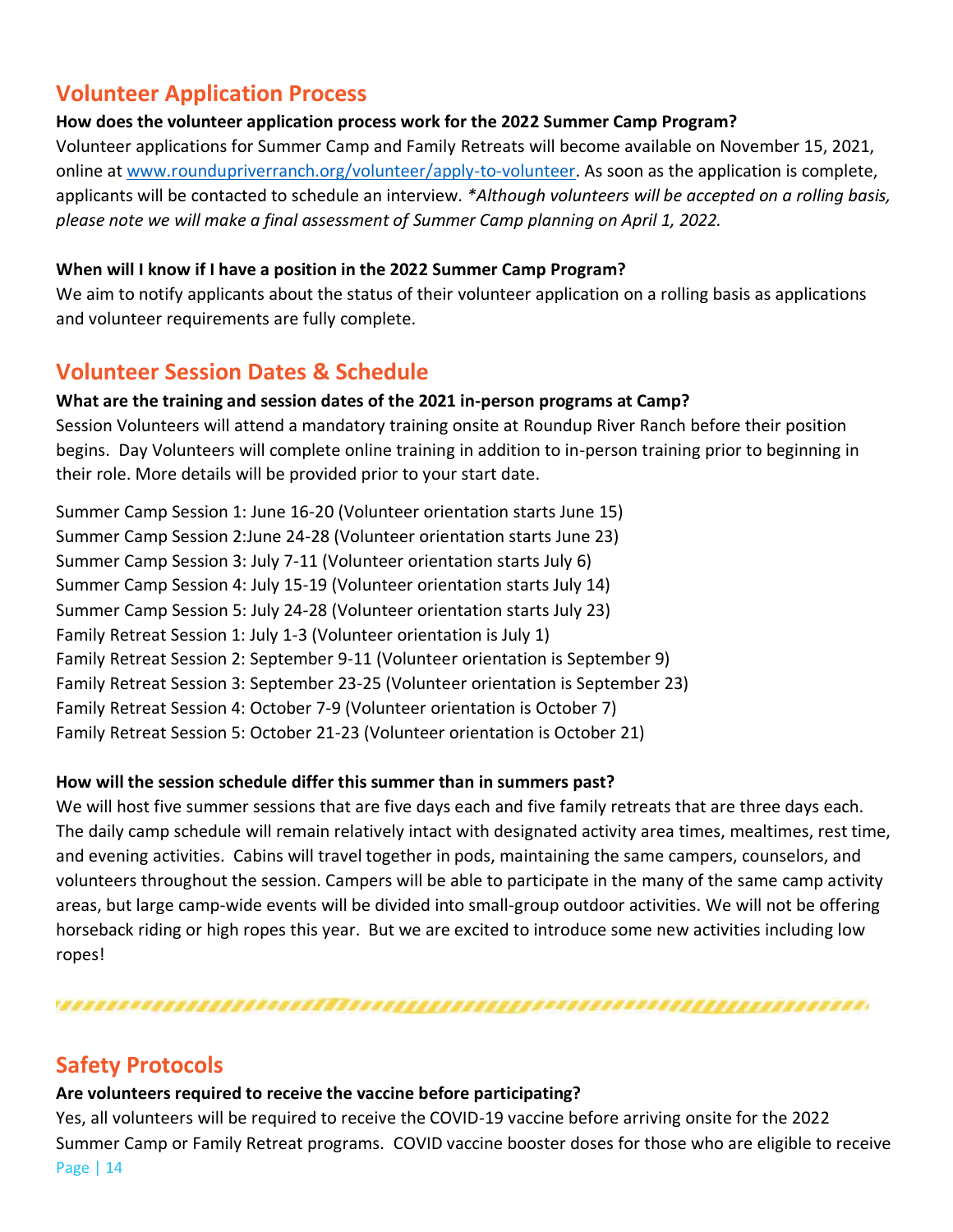## Volunteer Application Process

**How does the volunteer application process work for the 2022 Summer Camp Program?**

Volunteer applications for Summer Camp and Family Retreats will become available on November 15, 2021, online at [www.roundupriverranch.org/volunteer/apply-to-volunteer](http://www.roundupriverranch.org/volunteer/apply-to-volunteer). As soon as the application is complete, applicants will be contacted to schedule an interview. **\****Although volunteers will be accepted on a rolling basis, please note we will make a final assessment of Summer Camp planning on April 1, 2022.*

**When will I know if I have a position in the 2022 Summer Camp Program?**

We aim to notify applicants about the status of their volunteer application on a rolling basis as applications and volunteer requirements are fully complete.

## Volunteer Session Dates & Schedule

**What are the training and session dates of the 2021 in-person programs at Camp?**

Session Volunteers will attend a mandatory training onsite at Roundup River Ranch before their position begins. Day Volunteers will complete online training in addition to in-person training prior to beginning in their role. More details will be provided prior to your start date.

Summer Camp Session 1: June 16-20 (Volunteer orientation starts June 15)
Summer Camp Session 2:June 24-28 (Volunteer orientation starts June 23)
Summer Camp Session 3: July 7-11 (Volunteer orientation starts July 6)
Summer Camp Session 4: July 15-19 (Volunteer orientation starts July 14)
Summer Camp Session 5: July 24-28 (Volunteer orientation starts July 23)
Family Retreat Session 1: July 1-3 (Volunteer orientation is July 1)
Family Retreat Session 2: September 9-11 (Volunteer orientation is September 9)
Family Retreat Session 3: September 23-25 (Volunteer orientation is September 23)
Family Retreat Session 4: October 7-9 (Volunteer orientation is October 7)
Family Retreat Session 5: October 21-23 (Volunteer orientation is October 21)

**How will the session schedule differ this summer than in summers past?**

We will host five summer sessions that are five days each and five family retreats that are three days each. The daily camp schedule will remain relatively intact with designated activity area times, mealtimes, rest time, and evening activities. Cabins will travel together in pods, maintaining the same campers, counselors, and volunteers throughout the session. Campers will be able to participate in the many of the same camp activity areas, but large camp-wide events will be divided into small-group outdoor activities. We will not be offering horseback riding or high ropes this year. But we are excited to introduce some new activities including low ropes!

## Safety Protocols

**Are volunteers required to receive the vaccine before participating?**

Yes, all volunteers will be required to receive the COVID-19 vaccine before arriving onsite for the 2022 Summer Camp or Family Retreat programs. COVID vaccine booster doses for those who are eligible to receive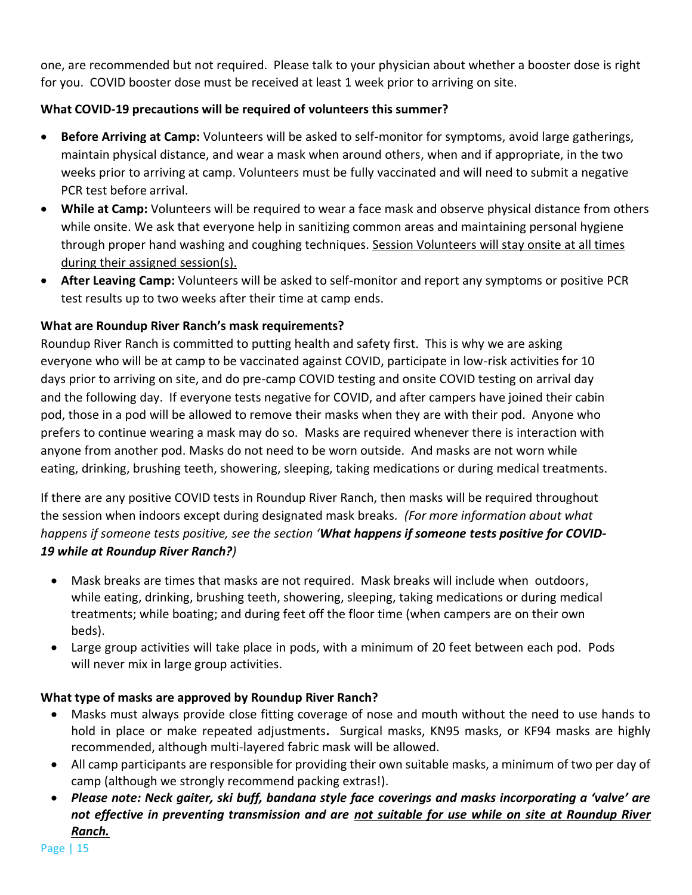one, are recommended but not required. Please talk to your physician about whether a booster dose is right for you. COVID booster dose must be received at least 1 week prior to arriving on site.

**What COVID-19 precautions will be required of volunteers this summer?**

- **Before Arriving at Camp:** Volunteers will be asked to self-monitor for symptoms, avoid large gatherings, maintain physical distance, and wear a mask when around others, when and if appropriate, in the two weeks prior to arriving at camp. Volunteers must be fully vaccinated and will need to submit a negative PCR test before arrival.
- **While at Camp:** Volunteers will be required to wear a face mask and observe physical distance from others while onsite. We ask that everyone help in sanitizing common areas and maintaining personal hygiene through proper hand washing and coughing techniques. <u>Session Volunteers will stay onsite at all times during their assigned session(s).</u>
- **After Leaving Camp:** Volunteers will be asked to self-monitor and report any symptoms or positive PCR test results up to two weeks after their time at camp ends.

**What are Roundup River Ranch's mask requirements?**

Roundup River Ranch is committed to putting health and safety first. This is why we are asking everyone who will be at camp to be vaccinated against COVID, participate in low-risk activities for 10 days prior to arriving on site, and do pre-camp COVID testing and onsite COVID testing on arrival day and the following day. If everyone tests negative for COVID, and after campers have joined their cabin pod, those in a pod will be allowed to remove their masks when they are with their pod. Anyone who prefers to continue wearing a mask may do so. Masks are required whenever there is interaction with anyone from another pod. Masks do not need to be worn outside. And masks are not worn while eating, drinking, brushing teeth, showering, sleeping, taking medications or during medical treatments.

If there are any positive COVID tests in Roundup River Ranch, then masks will be required throughout the session when indoors except during designated mask breaks. *(For more information about what happens if someone tests positive, see the section '**What happens if someone tests positive for COVID-19 while at Roundup River Ranch?**)*

- Mask breaks are times that masks are not required. Mask breaks will include when outdoors, while eating, drinking, brushing teeth, showering, sleeping, taking medications or during medical treatments; while boating; and during feet off the floor time (when campers are on their own beds).
- Large group activities will take place in pods, with a minimum of 20 feet between each pod. Pods will never mix in large group activities.

**What type of masks are approved by Roundup River Ranch?**

- Masks must always provide close fitting coverage of nose and mouth without the need to use hands to hold in place or make repeated adjustments**.** Surgical masks, KN95 masks, or KF94 masks are highly recommended, although multi-layered fabric mask will be allowed.
- All camp participants are responsible for providing their own suitable masks, a minimum of two per day of camp (although we strongly recommend packing extras!).
- ***Please note: Neck gaiter, ski buff, bandana style face coverings and masks incorporating a 'valve' are not effective in preventing transmission and are <u>not suitable for use while on site at Roundup River Ranch.</u>***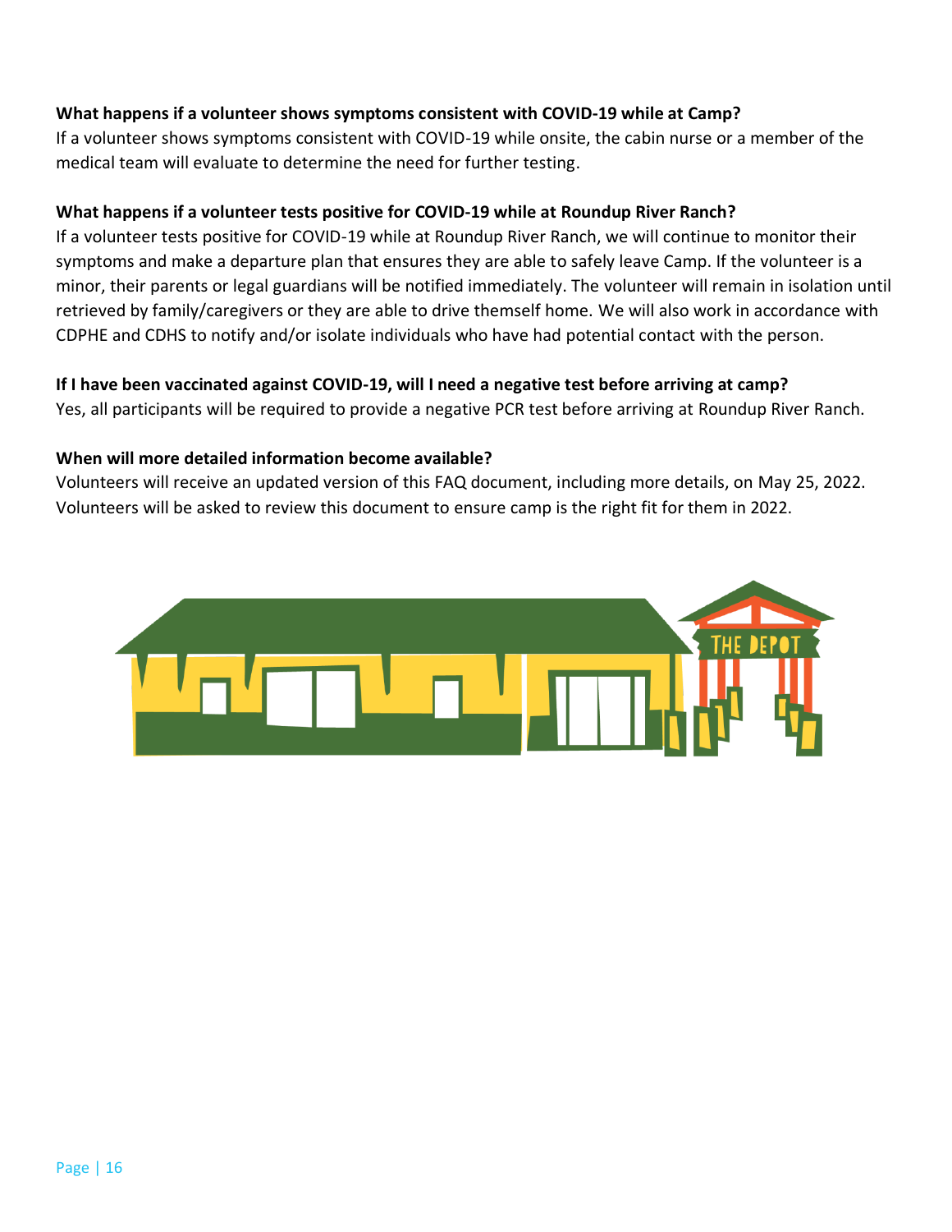**What happens if a volunteer shows symptoms consistent with COVID-19 while at Camp?**
If a volunteer shows symptoms consistent with COVID-19 while onsite, the cabin nurse or a member of the medical team will evaluate to determine the need for further testing.

**What happens if a volunteer tests positive for COVID-19 while at Roundup River Ranch?**
If a volunteer tests positive for COVID-19 while at Roundup River Ranch, we will continue to monitor their symptoms and make a departure plan that ensures they are able to safely leave Camp. If the volunteer is a minor, their parents or legal guardians will be notified immediately. The volunteer will remain in isolation until retrieved by family/caregivers or they are able to drive themself home. We will also work in accordance with CDPHE and CDHS to notify and/or isolate individuals who have had potential contact with the person.

**If I have been vaccinated against COVID-19, will I need a negative test before arriving at camp?**
Yes, all participants will be required to provide a negative PCR test before arriving at Roundup River Ranch.

**When will more detailed information become available?**
Volunteers will receive an updated version of this FAQ document, including more details, on May 25, 2022. Volunteers will be asked to review this document to ensure camp is the right fit for them in 2022.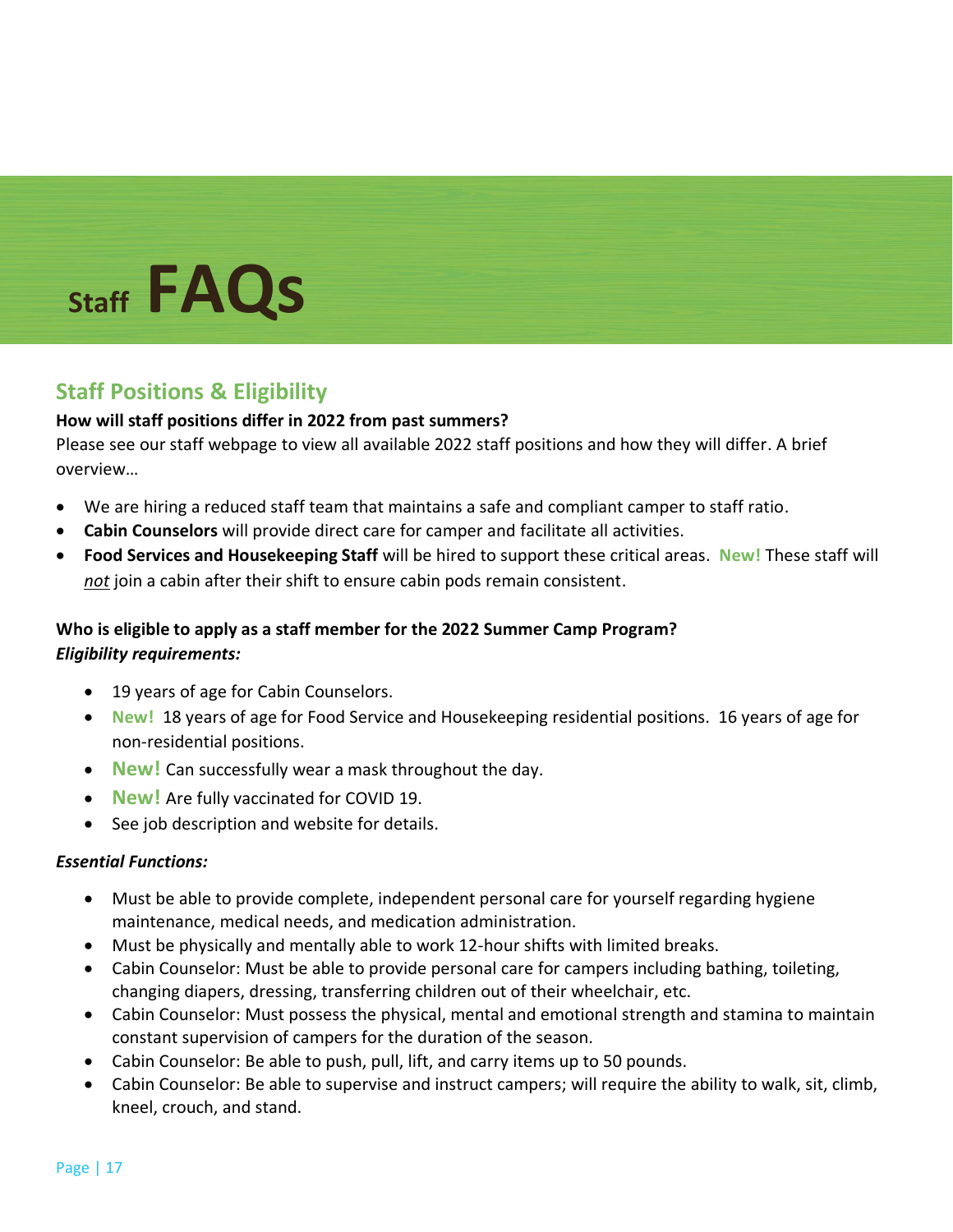# Staff FAQs

## Staff Positions & Eligibility

**How will staff positions differ in 2022 from past summers?**

Please see our staff webpage to view all available 2022 staff positions and how they will differ. A brief overview…

- We are hiring a reduced staff team that maintains a safe and compliant camper to staff ratio.
- **Cabin Counselors** will provide direct care for camper and facilitate all activities.
- **Food Services and Housekeeping Staff** will be hired to support these critical areas. **New!** These staff will *not* join a cabin after their shift to ensure cabin pods remain consistent.

**Who is eligible to apply as a staff member for the 2022 Summer Camp Program?**

***Eligibility requirements:***

- 19 years of age for Cabin Counselors.
- **New!** 18 years of age for Food Service and Housekeeping residential positions. 16 years of age for non-residential positions.
- **New!** Can successfully wear a mask throughout the day.
- **New!** Are fully vaccinated for COVID 19.
- See job description and website for details.

***Essential Functions:***

- Must be able to provide complete, independent personal care for yourself regarding hygiene maintenance, medical needs, and medication administration.
- Must be physically and mentally able to work 12-hour shifts with limited breaks.
- Cabin Counselor: Must be able to provide personal care for campers including bathing, toileting, changing diapers, dressing, transferring children out of their wheelchair, etc.
- Cabin Counselor: Must possess the physical, mental and emotional strength and stamina to maintain constant supervision of campers for the duration of the season.
- Cabin Counselor: Be able to push, pull, lift, and carry items up to 50 pounds.
- Cabin Counselor: Be able to supervise and instruct campers; will require the ability to walk, sit, climb, kneel, crouch, and stand.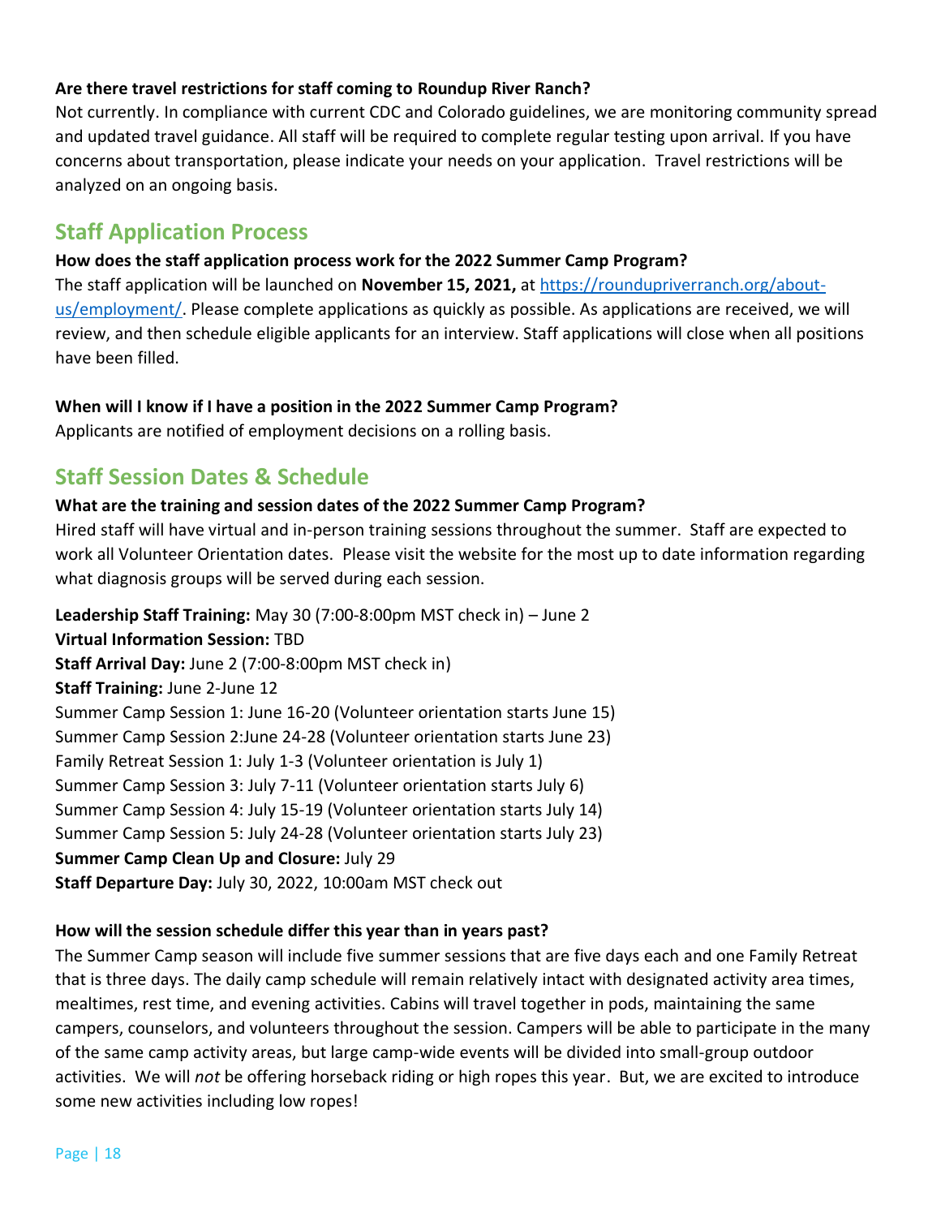**Are there travel restrictions for staff coming to Roundup River Ranch?**

Not currently. In compliance with current CDC and Colorado guidelines, we are monitoring community spread and updated travel guidance. All staff will be required to complete regular testing upon arrival. If you have concerns about transportation, please indicate your needs on your application. Travel restrictions will be analyzed on an ongoing basis.

## Staff Application Process

**How does the staff application process work for the 2022 Summer Camp Program?**

The staff application will be launched on **November 15, 2021,** at [https://roundupriverranch.org/about-us/employment/](https://roundupriverranch.org/about-us/employment/). Please complete applications as quickly as possible. As applications are received, we will review, and then schedule eligible applicants for an interview. Staff applications will close when all positions have been filled.

**When will I know if I have a position in the 2022 Summer Camp Program?**

Applicants are notified of employment decisions on a rolling basis.

## Staff Session Dates & Schedule

**What are the training and session dates of the 2022 Summer Camp Program?**

Hired staff will have virtual and in-person training sessions throughout the summer. Staff are expected to work all Volunteer Orientation dates. Please visit the website for the most up to date information regarding what diagnosis groups will be served during each session.

**Leadership Staff Training:** May 30 (7:00-8:00pm MST check in) – June 2
**Virtual Information Session:** TBD
**Staff Arrival Day:** June 2 (7:00-8:00pm MST check in)
**Staff Training:** June 2-June 12
Summer Camp Session 1: June 16-20 (Volunteer orientation starts June 15)
Summer Camp Session 2:June 24-28 (Volunteer orientation starts June 23)
Family Retreat Session 1: July 1-3 (Volunteer orientation is July 1)
Summer Camp Session 3: July 7-11 (Volunteer orientation starts July 6)
Summer Camp Session 4: July 15-19 (Volunteer orientation starts July 14)
Summer Camp Session 5: July 24-28 (Volunteer orientation starts July 23)
**Summer Camp Clean Up and Closure:** July 29
**Staff Departure Day:** July 30, 2022, 10:00am MST check out

**How will the session schedule differ this year than in years past?**

The Summer Camp season will include five summer sessions that are five days each and one Family Retreat that is three days. The daily camp schedule will remain relatively intact with designated activity area times, mealtimes, rest time, and evening activities. Cabins will travel together in pods, maintaining the same campers, counselors, and volunteers throughout the session. Campers will be able to participate in the many of the same camp activity areas, but large camp-wide events will be divided into small-group outdoor activities. We will *not* be offering horseback riding or high ropes this year. But, we are excited to introduce some new activities including low ropes!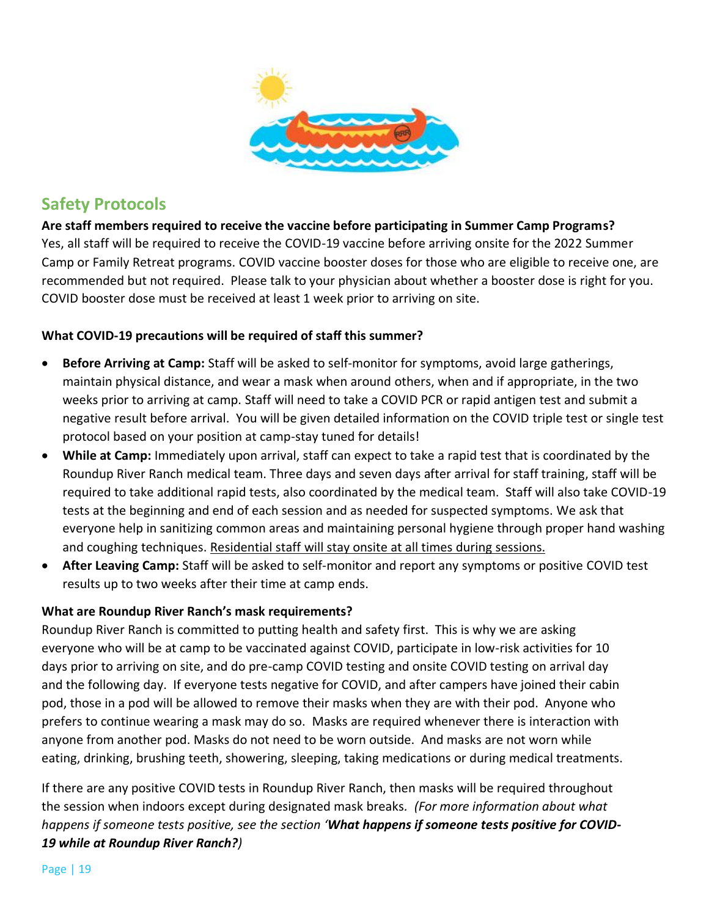## Safety Protocols

**Are staff members required to receive the vaccine before participating in Summer Camp Programs?**
Yes, all staff will be required to receive the COVID-19 vaccine before arriving onsite for the 2022 Summer Camp or Family Retreat programs. COVID vaccine booster doses for those who are eligible to receive one, are recommended but not required. Please talk to your physician about whether a booster dose is right for you. COVID booster dose must be received at least 1 week prior to arriving on site.

**What COVID-19 precautions will be required of staff this summer?**

- **Before Arriving at Camp:** Staff will be asked to self-monitor for symptoms, avoid large gatherings, maintain physical distance, and wear a mask when around others, when and if appropriate, in the two weeks prior to arriving at camp. Staff will need to take a COVID PCR or rapid antigen test and submit a negative result before arrival. You will be given detailed information on the COVID triple test or single test protocol based on your position at camp-stay tuned for details!
- **While at Camp:** Immediately upon arrival, staff can expect to take a rapid test that is coordinated by the Roundup River Ranch medical team. Three days and seven days after arrival for staff training, staff will be required to take additional rapid tests, also coordinated by the medical team. Staff will also take COVID-19 tests at the beginning and end of each session and as needed for suspected symptoms. We ask that everyone help in sanitizing common areas and maintaining personal hygiene through proper hand washing and coughing techniques. <u>Residential staff will stay onsite at all times during sessions.</u>
- **After Leaving Camp:** Staff will be asked to self-monitor and report any symptoms or positive COVID test results up to two weeks after their time at camp ends.

**What are Roundup River Ranch's mask requirements?**
Roundup River Ranch is committed to putting health and safety first. This is why we are asking everyone who will be at camp to be vaccinated against COVID, participate in low-risk activities for 10 days prior to arriving on site, and do pre-camp COVID testing and onsite COVID testing on arrival day and the following day. If everyone tests negative for COVID, and after campers have joined their cabin pod, those in a pod will be allowed to remove their masks when they are with their pod. Anyone who prefers to continue wearing a mask may do so. Masks are required whenever there is interaction with anyone from another pod. Masks do not need to be worn outside. And masks are not worn while eating, drinking, brushing teeth, showering, sleeping, taking medications or during medical treatments.

If there are any positive COVID tests in Roundup River Ranch, then masks will be required throughout the session when indoors except during designated mask breaks. *(For more information about what happens if someone tests positive, see the section '**What happens if someone tests positive for COVID-19 while at Roundup River Ranch?**)*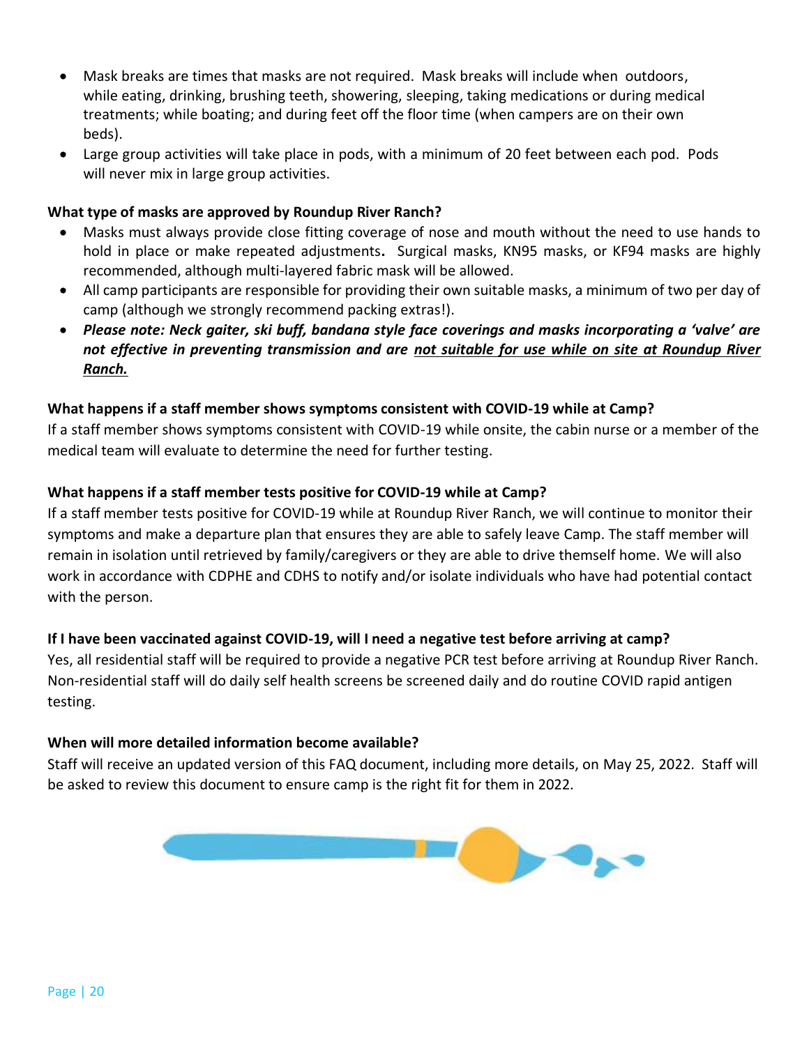- Mask breaks are times that masks are not required. Mask breaks will include when outdoors, while eating, drinking, brushing teeth, showering, sleeping, taking medications or during medical treatments; while boating; and during feet off the floor time (when campers are on their own beds).
- Large group activities will take place in pods, with a minimum of 20 feet between each pod. Pods will never mix in large group activities.

**What type of masks are approved by Roundup River Ranch?**

- Masks must always provide close fitting coverage of nose and mouth without the need to use hands to hold in place or make repeated adjustments**.** Surgical masks, KN95 masks, or KF94 masks are highly recommended, although multi-layered fabric mask will be allowed.
- All camp participants are responsible for providing their own suitable masks, a minimum of two per day of camp (although we strongly recommend packing extras!).
- ***Please note: Neck gaiter, ski buff, bandana style face coverings and masks incorporating a 'valve' are not effective in preventing transmission and are <u>not suitable for use while on site at Roundup River Ranch.</u>***

**What happens if a staff member shows symptoms consistent with COVID-19 while at Camp?**

If a staff member shows symptoms consistent with COVID-19 while onsite, the cabin nurse or a member of the medical team will evaluate to determine the need for further testing.

**What happens if a staff member tests positive for COVID-19 while at Camp?**

If a staff member tests positive for COVID-19 while at Roundup River Ranch, we will continue to monitor their symptoms and make a departure plan that ensures they are able to safely leave Camp. The staff member will remain in isolation until retrieved by family/caregivers or they are able to drive themself home. We will also work in accordance with CDPHE and CDHS to notify and/or isolate individuals who have had potential contact with the person.

**If I have been vaccinated against COVID-19, will I need a negative test before arriving at camp?**

Yes, all residential staff will be required to provide a negative PCR test before arriving at Roundup River Ranch. Non-residential staff will do daily self health screens be screened daily and do routine COVID rapid antigen testing.

**When will more detailed information become available?**

Staff will receive an updated version of this FAQ document, including more details, on May 25, 2022. Staff will be asked to review this document to ensure camp is the right fit for them in 2022.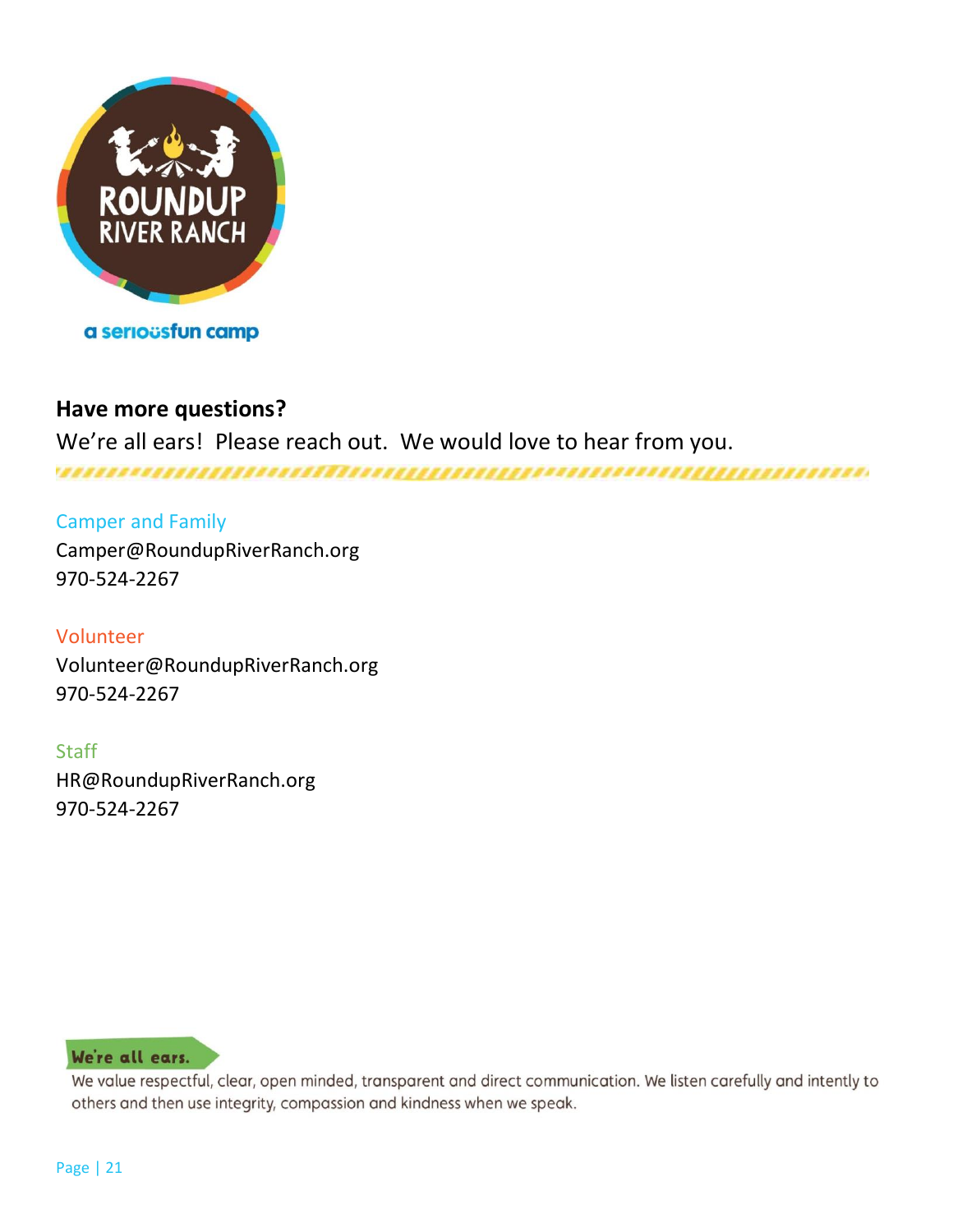ROUNDUP RIVER RANCH

a seriousfun camp

## Have more questions?

We're all ears! Please reach out. We would love to hear from you.

### Camper and Family

Camper@RoundupRiverRanch.org
970-524-2267

### Volunteer

Volunteer@RoundupRiverRanch.org
970-524-2267

### Staff

HR@RoundupRiverRanch.org
970-524-2267

**We're all ears.**

We value respectful, clear, open minded, transparent and direct communication. We listen carefully and intently to others and then use integrity, compassion and kindness when we speak.